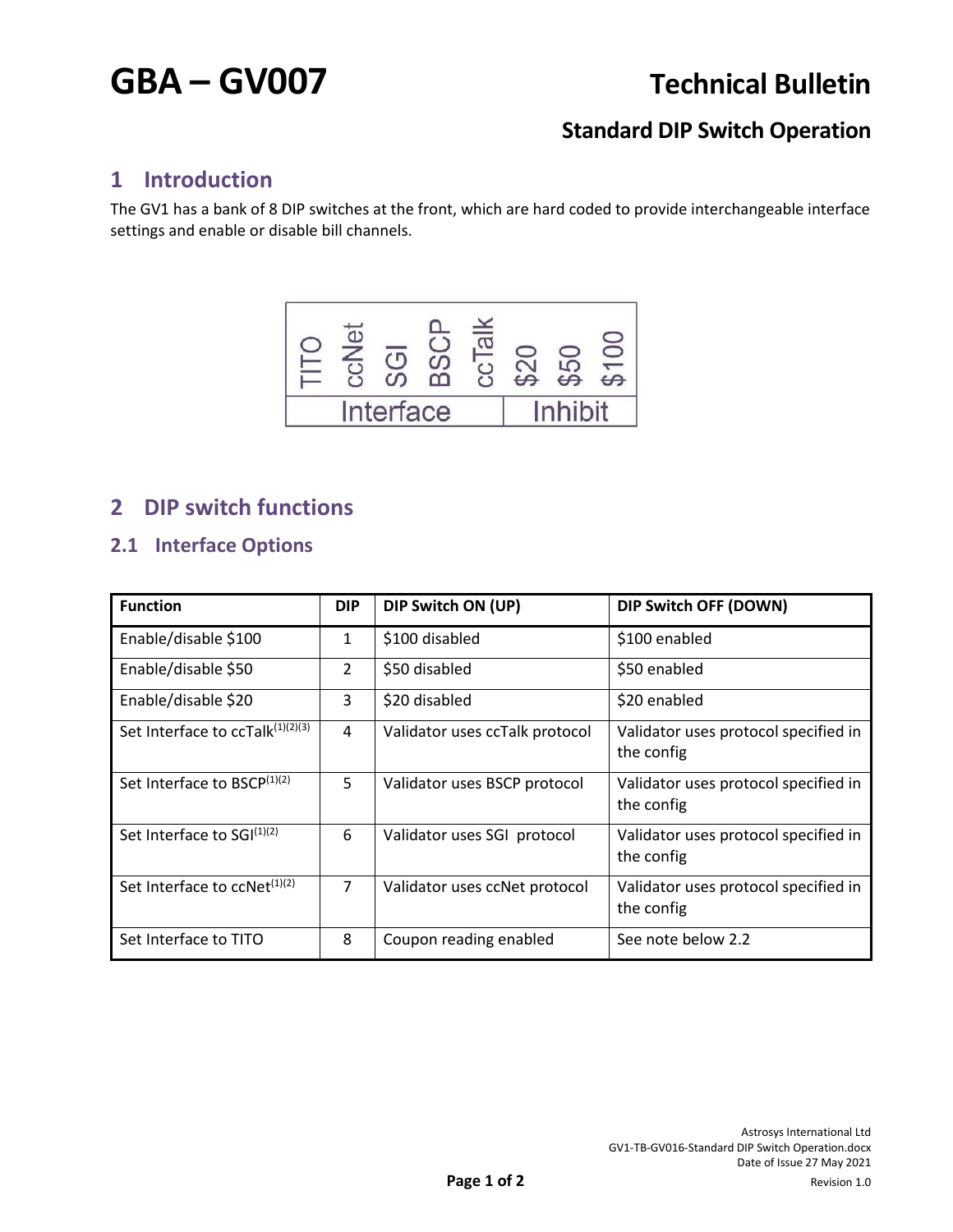# GBA – GV007

## Technical Bulletin

### Standard DIP Switch Operation

## 1 Introduction

The GV1 has a bank of 8 DIP switches at the front, which are hard coded to provide interchangeable interface settings and enable or disable bill channels.

| TITO | ccNet | SGI | BSCP | ccTalk | $20 | $50 | $100 |
|---|---|---|---|---|---|---|---|
| Interface | | | | | Inhibit | | |

## 2 DIP switch functions

### 2.1 Interface Options

| Function | DIP | DIP Switch ON (UP) | DIP Switch OFF (DOWN) |
|---|---|---|---|
| Enable/disable $100 | 1 | $100 disabled | $100 enabled |
| Enable/disable $50 | 2 | $50 disabled | $50 enabled |
| Enable/disable $20 | 3 | $20 disabled | $20 enabled |
| Set Interface to ccTalk[1][2][3] | 4 | Validator uses ccTalk protocol | Validator uses protocol specified in the config |
| Set Interface to BSCP[1][2] | 5 | Validator uses BSCP protocol | Validator uses protocol specified in the config |
| Set Interface to SGI[1][2] | 6 | Validator uses SGI protocol | Validator uses protocol specified in the config |
| Set Interface to ccNet[1][2] | 7 | Validator uses ccNet protocol | Validator uses protocol specified in the config |
| Set Interface to TITO | 8 | Coupon reading enabled | See note below 2.2 |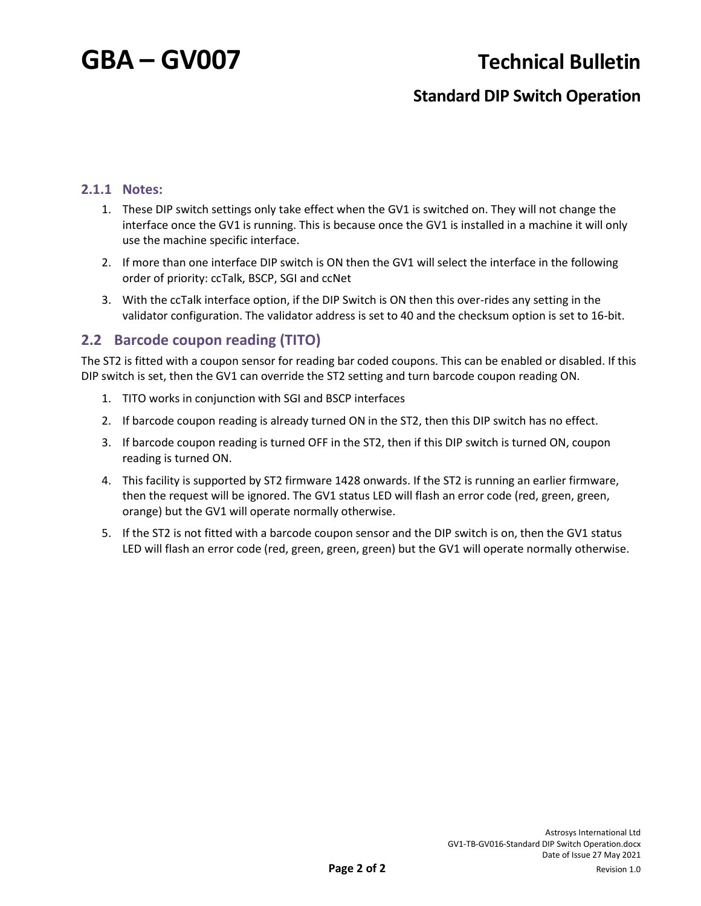### 2.1.1 Notes:

1. These DIP switch settings only take effect when the GV1 is switched on. They will not change the interface once the GV1 is running. This is because once the GV1 is installed in a machine it will only use the machine specific interface.
2. If more than one interface DIP switch is ON then the GV1 will select the interface in the following order of priority: ccTalk, BSCP, SGI and ccNet
3. With the ccTalk interface option, if the DIP Switch is ON then this over-rides any setting in the validator configuration. The validator address is set to 40 and the checksum option is set to 16-bit.

## 2.2 Barcode coupon reading (TITO)

The ST2 is fitted with a coupon sensor for reading bar coded coupons. This can be enabled or disabled. If this DIP switch is set, then the GV1 can override the ST2 setting and turn barcode coupon reading ON.

1. TITO works in conjunction with SGI and BSCP interfaces
2. If barcode coupon reading is already turned ON in the ST2, then this DIP switch has no effect.
3. If barcode coupon reading is turned OFF in the ST2, then if this DIP switch is turned ON, coupon reading is turned ON.
4. This facility is supported by ST2 firmware 1428 onwards. If the ST2 is running an earlier firmware, then the request will be ignored. The GV1 status LED will flash an error code (red, green, green, orange) but the GV1 will operate normally otherwise.
5. If the ST2 is not fitted with a barcode coupon sensor and the DIP switch is on, then the GV1 status LED will flash an error code (red, green, green, green) but the GV1 will operate normally otherwise.